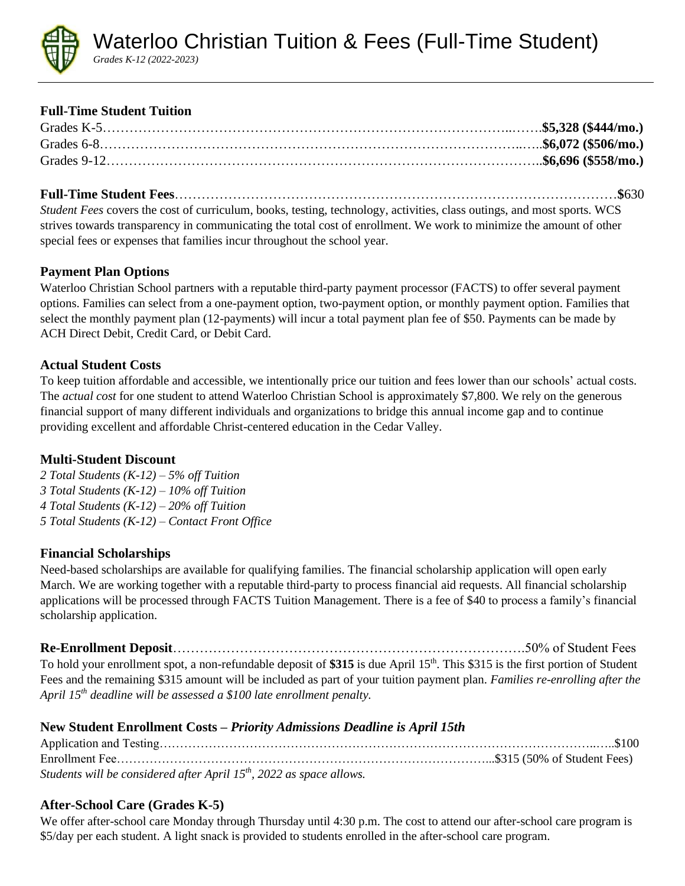# Waterloo Christian Tuition & Fees (Full-Time Student)

*Grades K-12 (2022-2023)*

## Full-Time Student Tuition

Grades K-5……………………………………………………………………………………**$5,328 ($444/mo.)**
Grades 6-8……………………………………………………………………………………**$6,072 ($506/mo.)**
Grades 9-12…………………………………………………………………………………**$6,696 ($558/mo.)**

**Full-Time Student Fees**………………………………………………………………………………………$630

*Student Fees* covers the cost of curriculum, books, testing, technology, activities, class outings, and most sports. WCS strives towards transparency in communicating the total cost of enrollment. We work to minimize the amount of other special fees or expenses that families incur throughout the school year.

## Payment Plan Options

Waterloo Christian School partners with a reputable third-party payment processor (FACTS) to offer several payment options. Families can select from a one-payment option, two-payment option, or monthly payment option. Families that select the monthly payment plan (12-payments) will incur a total payment plan fee of $50. Payments can be made by ACH Direct Debit, Credit Card, or Debit Card.

## Actual Student Costs

To keep tuition affordable and accessible, we intentionally price our tuition and fees lower than our schools' actual costs. The *actual cost* for one student to attend Waterloo Christian School is approximately $7,800. We rely on the generous financial support of many different individuals and organizations to bridge this annual income gap and to continue providing excellent and affordable Christ-centered education in the Cedar Valley.

## Multi-Student Discount

*2 Total Students (K-12) – 5% off Tuition*
*3 Total Students (K-12) – 10% off Tuition*
*4 Total Students (K-12) – 20% off Tuition*
*5 Total Students (K-12) – Contact Front Office*

## Financial Scholarships

Need-based scholarships are available for qualifying families. The financial scholarship application will open early March. We are working together with a reputable third-party to process financial aid requests. All financial scholarship applications will be processed through FACTS Tuition Management. There is a fee of $40 to process a family's financial scholarship application.

**Re-Enrollment Deposit**……………………………………………………………………50% of Student Fees

To hold your enrollment spot, a non-refundable deposit of **$315** is due April 15th. This $315 is the first portion of Student Fees and the remaining $315 amount will be included as part of your tuition payment plan. *Families re-enrolling after the April 15th deadline will be assessed a $100 late enrollment penalty.*

## New Student Enrollment Costs – *Priority Admissions Deadline is April 15th*

Application and Testing………………………………………………………………………………………$100
Enrollment Fee…………………………………………………………………………$315 (50% of Student Fees)

*Students will be considered after April 15th, 2022 as space allows.*

## After-School Care (Grades K-5)

We offer after-school care Monday through Thursday until 4:30 p.m. The cost to attend our after-school care program is $5/day per each student. A light snack is provided to students enrolled in the after-school care program.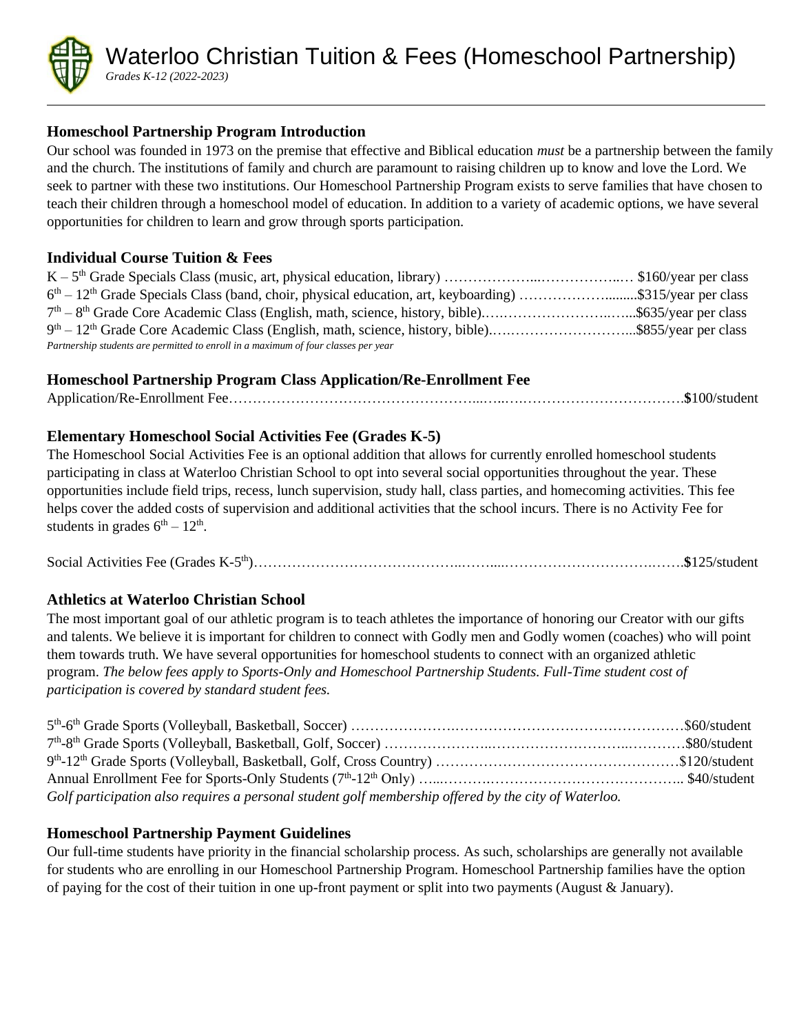# Waterloo Christian Tuition & Fees (Homeschool Partnership)

*Grades K-12 (2022-2023)*

---

### Homeschool Partnership Program Introduction

Our school was founded in 1973 on the premise that effective and Biblical education *must* be a partnership between the family and the church. The institutions of family and church are paramount to raising children up to know and love the Lord. We seek to partner with these two institutions. Our Homeschool Partnership Program exists to serve families that have chosen to teach their children through a homeschool model of education. In addition to a variety of academic options, we have several opportunities for children to learn and grow through sports participation.

### Individual Course Tuition & Fees

K – 5th Grade Specials Class (music, art, physical education, library) ………………...……………..… $160/year per class
6th – 12th Grade Specials Class (band, choir, physical education, art, keyboarding) ………………..........$315/year per class
7th – 8th Grade Core Academic Class (English, math, science, history, bible).….…………………..…...$635/year per class
9th – 12th Grade Core Academic Class (English, math, science, history, bible).….……………………...$855/year per class
*Partnership students are permitted to enroll in a maximum of four classes per year*

### Homeschool Partnership Program Class Application/Re-Enrollment Fee

Application/Re-Enrollment Fee……………………………………………...…..….…………………………….$100/student

### Elementary Homeschool Social Activities Fee (Grades K-5)

The Homeschool Social Activities Fee is an optional addition that allows for currently enrolled homeschool students participating in class at Waterloo Christian School to opt into several social opportunities throughout the year. These opportunities include field trips, recess, lunch supervision, study hall, class parties, and homecoming activities. This fee helps cover the added costs of supervision and additional activities that the school incurs. There is no Activity Fee for students in grades 6th – 12th.

Social Activities Fee (Grades K-5th)……………………………………..…….....…………………………….…….$125/student

### Athletics at Waterloo Christian School

The most important goal of our athletic program is to teach athletes the importance of honoring our Creator with our gifts and talents. We believe it is important for children to connect with Godly men and Godly women (coaches) who will point them towards truth. We have several opportunities for homeschool students to connect with an organized athletic program. *The below fees apply to Sports-Only and Homeschool Partnership Students. Full-Time student cost of participation is covered by standard student fees.*

5th-6th Grade Sports (Volleyball, Basketball, Soccer) ………………….…………………………………………$60/student
7th-8th Grade Sports (Volleyball, Basketball, Golf, Soccer) …………………..……………………..…………$80/student
9th-12th Grade Sports (Volleyball, Basketball, Golf, Cross Country) ……………….…………………………$120/student
Annual Enrollment Fee for Sports-Only Students (7th-12th Only) …...………….…………………………….. $40/student
*Golf participation also requires a personal student golf membership offered by the city of Waterloo.*

### Homeschool Partnership Payment Guidelines

Our full-time students have priority in the financial scholarship process. As such, scholarships are generally not available for students who are enrolling in our Homeschool Partnership Program. Homeschool Partnership families have the option of paying for the cost of their tuition in one up-front payment or split into two payments (August & January).